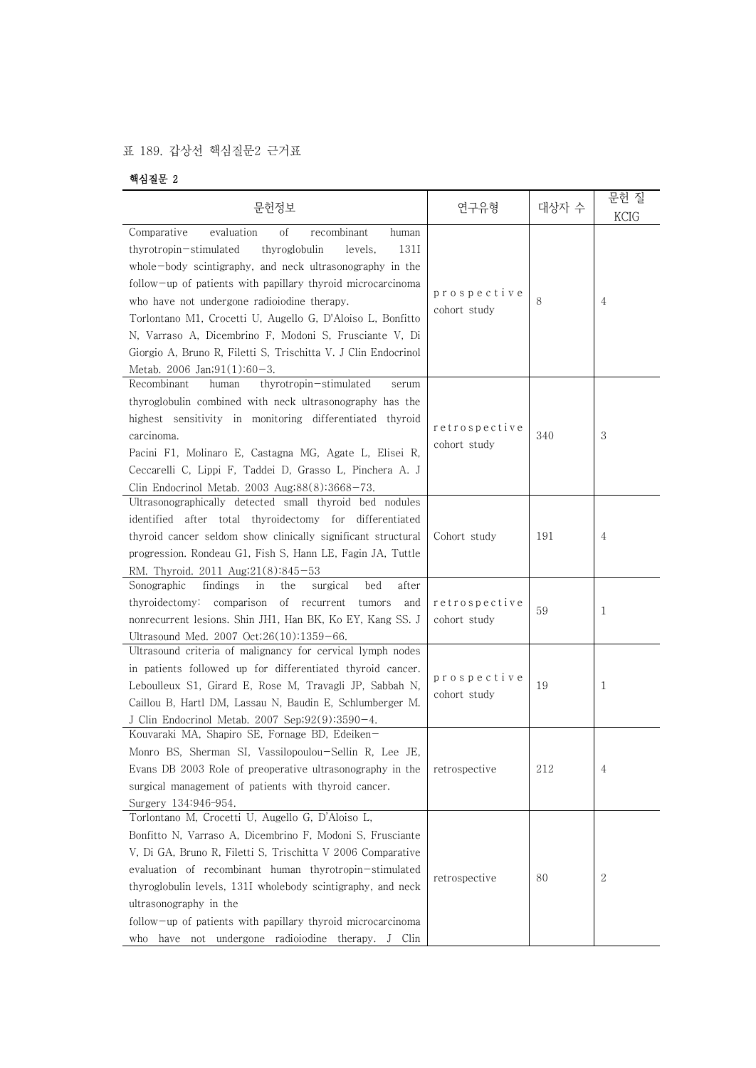표 189. 갑상선 핵심질문2 근거표

**핵심질문 2**

| 문헌정보 | 연구유형 | 대상자 수 | 문헌 질 KCIG |
|---|---|---|---|
| Comparative evaluation of recombinant human thyrotropin-stimulated thyroglobulin levels, 131I whole-body scintigraphy, and neck ultrasonography in the follow-up of patients with papillary thyroid microcarcinoma who have not undergone radioiodine therapy. Torlontano M1, Crocetti U, Augello G, D'Aloiso L, Bonfitto N, Varraso A, Dicembrino F, Modoni S, Frusciante V, Di Giorgio A, Bruno R, Filetti S, Trischitta V. J Clin Endocrinol Metab. 2006 Jan;91(1):60-3. | prospective cohort study | 8 | 4 |
| Recombinant human thyrotropin-stimulated serum thyroglobulin combined with neck ultrasonography has the highest sensitivity in monitoring differentiated thyroid carcinoma. Pacini F1, Molinaro E, Castagna MG, Agate L, Elisei R, Ceccarelli C, Lippi F, Taddei D, Grasso L, Pinchera A. J Clin Endocrinol Metab. 2003 Aug;88(8):3668-73. | retrospective cohort study | 340 | 3 |
| Ultrasonographically detected small thyroid bed nodules identified after total thyroidectomy for differentiated thyroid cancer seldom show clinically significant structural progression. Rondeau G1, Fish S, Hann LE, Fagin JA, Tuttle RM. Thyroid. 2011 Aug;21(8):845-53 | Cohort study | 191 | 4 |
| Sonographic findings in the surgical bed after thyroidectomy: comparison of recurrent tumors and nonrecurrent lesions. Shin JH1, Han BK, Ko EY, Kang SS. J Ultrasound Med. 2007 Oct;26(10):1359-66. | retrospective cohort study | 59 | 1 |
| Ultrasound criteria of malignancy for cervical lymph nodes in patients followed up for differentiated thyroid cancer. Leboulleux S1, Girard E, Rose M, Travagli JP, Sabbah N, Caillou B, Hartl DM, Lassau N, Baudin E, Schlumberger M. J Clin Endocrinol Metab. 2007 Sep;92(9):3590-4. | prospective cohort study | 19 | 1 |
| Kouvaraki MA, Shapiro SE, Fornage BD, Edeiken-Monro BS, Sherman SI, Vassilopoulou-Sellin R, Lee JE, Evans DB 2003 Role of preoperative ultrasonography in the surgical management of patients with thyroid cancer. Surgery 134:946-954. | retrospective | 212 | 4 |
| Torlontano M, Crocetti U, Augello G, D'Aloiso L, Bonfitto N, Varraso A, Dicembrino F, Modoni S, Frusciante V, Di GA, Bruno R, Filetti S, Trischitta V 2006 Comparative evaluation of recombinant human thyrotropin-stimulated thyroglobulin levels, 131I wholebody scintigraphy, and neck ultrasonography in the follow-up of patients with papillary thyroid microcarcinoma who have not undergone radioiodine therapy. J Clin | retrospective | 80 | 2 |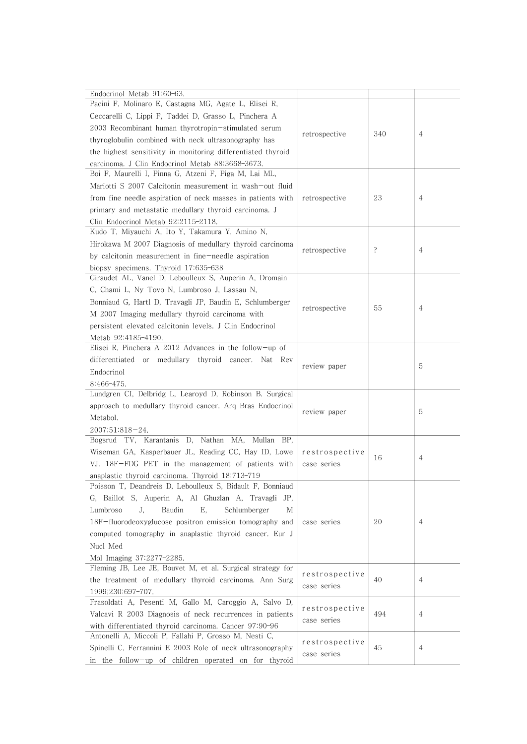| | | | |
|---|---|---|---|
| Endocrinol Metab 91:60-63. | | | |
| Pacini F, Molinaro E, Castagna MG, Agate L, Elisei R, Ceccarelli C, Lippi F, Taddei D, Grasso L, Pinchera A 2003 Recombinant human thyrotropin-stimulated serum thyroglobulin combined with neck ultrasonography has the highest sensitivity in monitoring differentiated thyroid carcinoma. J Clin Endocrinol Metab 88:3668-3673. | retrospective | 340 | 4 |
| Boi F, Maurelli I, Pinna G, Atzeni F, Piga M, Lai ML, Mariotti S 2007 Calcitonin measurement in wash-out fluid from fine needle aspiration of neck masses in patients with primary and metastatic medullary thyroid carcinoma. J Clin Endocrinol Metab 92:2115-2118. | retrospective | 23 | 4 |
| Kudo T, Miyauchi A, Ito Y, Takamura Y, Amino N, Hirokawa M 2007 Diagnosis of medullary thyroid carcinoma by calcitonin measurement in fine-needle aspiration biopsy specimens. Thyroid 17:635-638 | retrospective | ? | 4 |
| Giraudet AL, Vanel D, Leboulleux S, Auperin A, Dromain C, Chami L, Ny Tovo N, Lumbroso J, Lassau N, Bonniaud G, Hartl D, Travagli JP, Baudin E, Schlumberger M 2007 Imaging medullary thyroid carcinoma with persistent elevated calcitonin levels. J Clin Endocrinol Metab 92:4185-4190. | retrospective | 55 | 4 |
| Elisei R, Pinchera A 2012 Advances in the follow-up of differentiated or medullary thyroid cancer. Nat Rev Endocrinol 8:466-475. | review paper | | 5 |
| Lundgren CI, Delbridg L, Learoyd D, Robinson B. Surgical approach to medullary thyroid cancer. Arq Bras Endocrinol Metabol. 2007;51:818-24. | review paper | | 5 |
| Bogsrud TV, Karantanis D, Nathan MA, Mullan BP, Wiseman GA, Kasperbauer JL, Reading CC, Hay ID, Lowe VJ. 18F-FDG PET in the management of patients with anaplastic thyroid carcinoma. Thyroid 18:713-719 | restrospective case series | 16 | 4 |
| Poisson T, Deandreis D, Leboulleux S, Bidault F, Bonniaud G, Baillot S, Auperin A, Al Ghuzlan A, Travagli JP, Lumbroso J, Baudin E, Schlumberger M 18F-fluorodeoxyglucose positron emission tomography and computed tomography in anaplastic thyroid cancer. Eur J Nucl Med Mol Imaging 37:2277-2285. | case series | 20 | 4 |
| Fleming JB, Lee JE, Bouvet M, et al. Surgical strategy for the treatment of medullary thyroid carcinoma. Ann Surg 1999;230:697-707. | restrospective case series | 40 | 4 |
| Frasoldati A, Pesenti M, Gallo M, Caroggio A, Salvo D, Valcavi R 2003 Diagnosis of neck recurrences in patients with differentiated thyroid carcinoma. Cancer 97:90-96 | restrospective case series | 494 | 4 |
| Antonelli A, Miccoli P, Fallahi P, Grosso M, Nesti C, Spinelli C, Ferrannini E 2003 Role of neck ultrasonography in the follow-up of children operated on for thyroid | restrospective case series | 45 | 4 |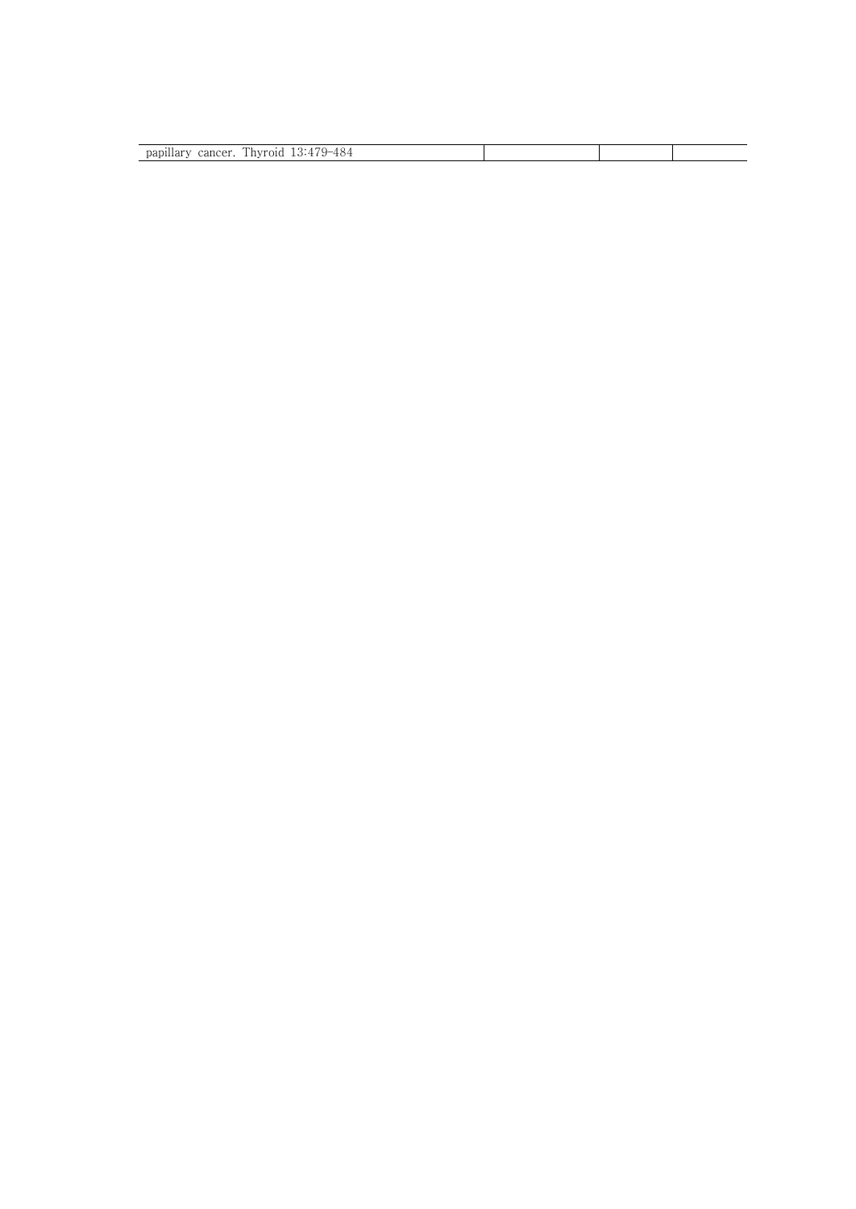| | | | |
|---|---|---|---|
| papillary cancer. Thyroid 13:479-484 | | | |